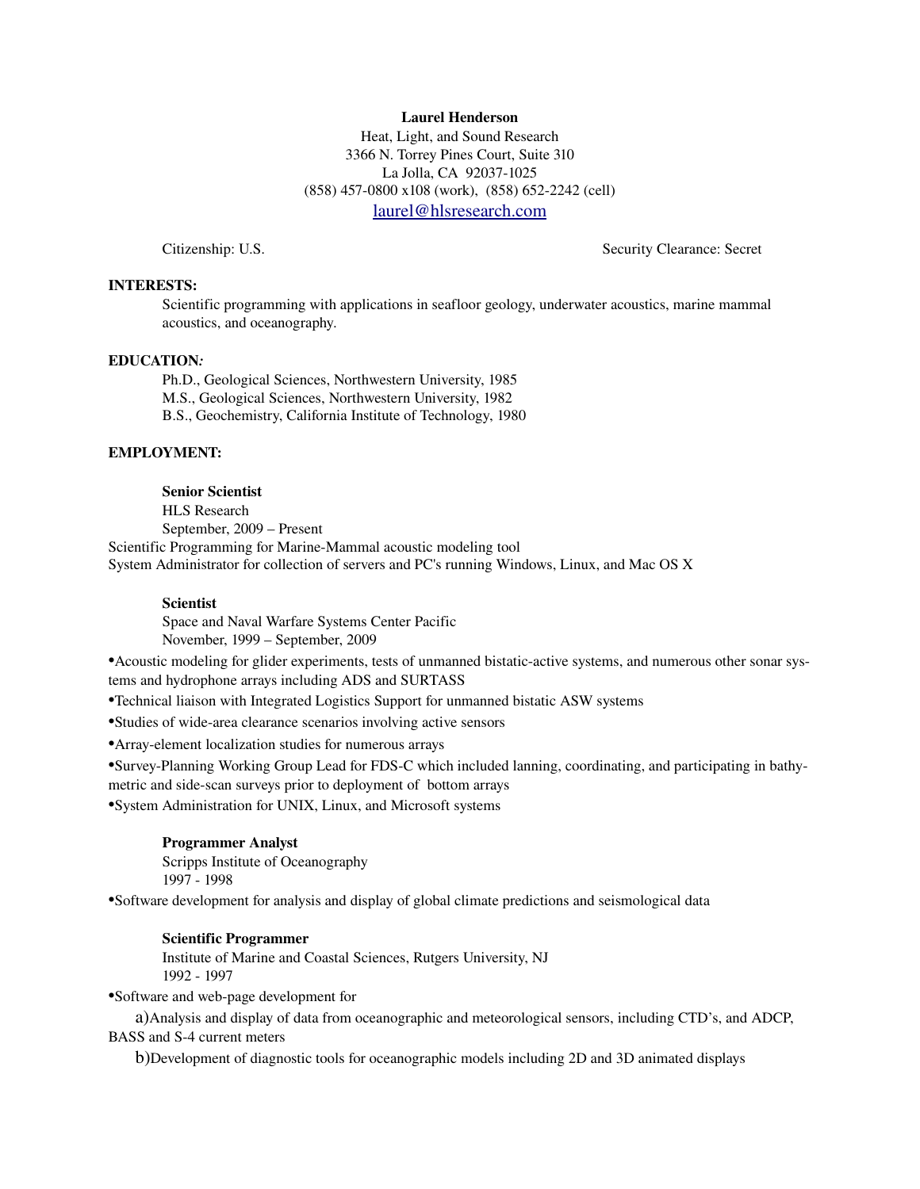**Laurel Henderson**
Heat, Light, and Sound Research
3366 N. Torrey Pines Court, Suite 310
La Jolla, CA 92037-1025
(858) 457-0800 x108 (work), (858) 652-2242 (cell)
laurel@hlsresearch.com

Citizenship: U.S. Security Clearance: Secret

## INTERESTS:

Scientific programming with applications in seafloor geology, underwater acoustics, marine mammal acoustics, and oceanography.

## EDUCATION*:*

Ph.D., Geological Sciences, Northwestern University, 1985
M.S., Geological Sciences, Northwestern University, 1982
B.S., Geochemistry, California Institute of Technology, 1980

## EMPLOYMENT:

**Senior Scientist**
HLS Research
September, 2009 – Present

Scientific Programming for Marine-Mammal acoustic modeling tool
System Administrator for collection of servers and PC's running Windows, Linux, and Mac OS X

**Scientist**
Space and Naval Warfare Systems Center Pacific
November, 1999 – September, 2009

- Acoustic modeling for glider experiments, tests of unmanned bistatic-active systems, and numerous other sonar systems and hydrophone arrays including ADS and SURTASS
- Technical liaison with Integrated Logistics Support for unmanned bistatic ASW systems
- Studies of wide-area clearance scenarios involving active sensors
- Array-element localization studies for numerous arrays
- Survey-Planning Working Group Lead for FDS-C which included lanning, coordinating, and participating in bathymetric and side-scan surveys prior to deployment of bottom arrays
- System Administration for UNIX, Linux, and Microsoft systems

**Programmer Analyst**
Scripps Institute of Oceanography
1997 - 1998

- Software development for analysis and display of global climate predictions and seismological data

**Scientific Programmer**
Institute of Marine and Coastal Sciences, Rutgers University, NJ
1992 - 1997

- Software and web-page development for
  a) Analysis and display of data from oceanographic and meteorological sensors, including CTD's, and ADCP, BASS and S-4 current meters
  b) Development of diagnostic tools for oceanographic models including 2D and 3D animated displays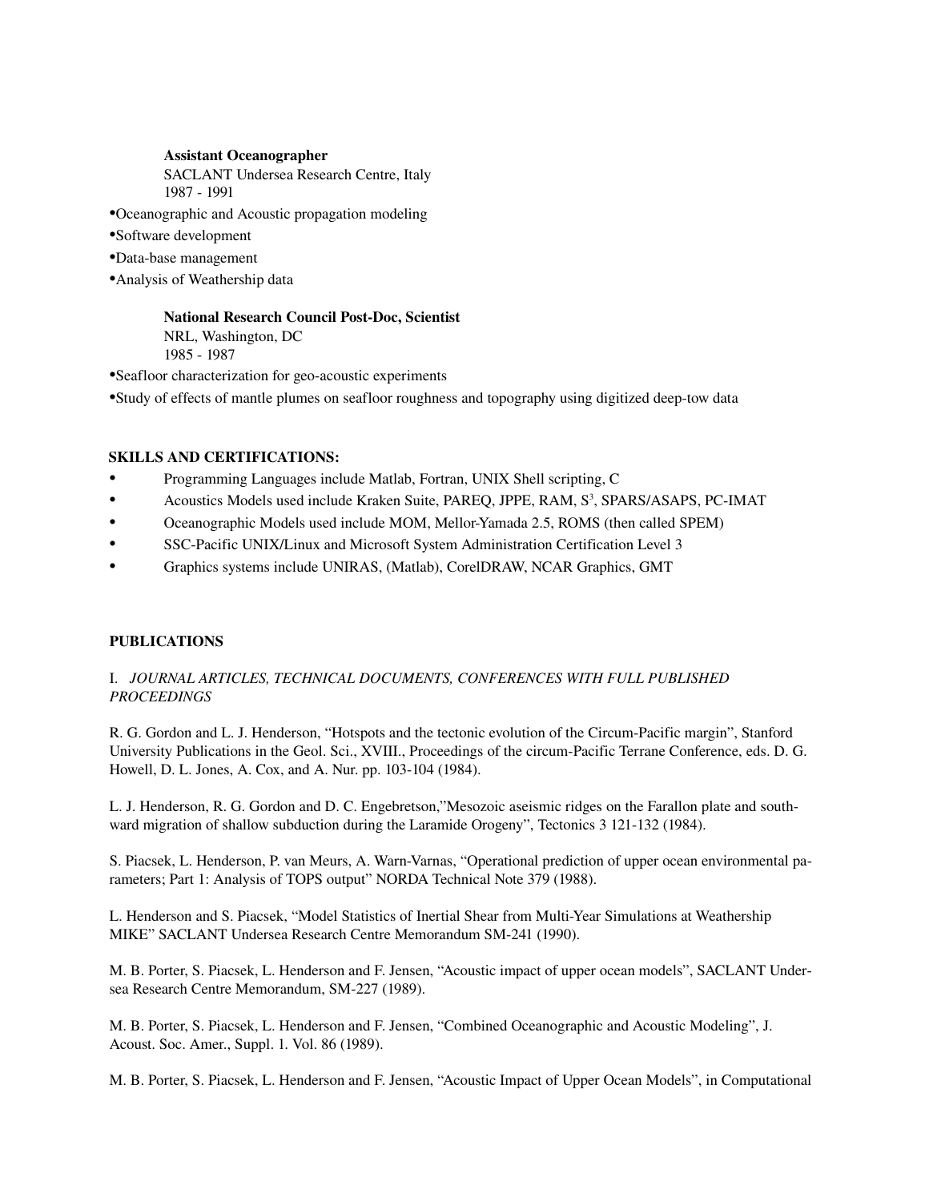**Assistant Oceanographer**
SACLANT Undersea Research Centre, Italy
1987 - 1991

- Oceanographic and Acoustic propagation modeling
- Software development
- Data-base management
- Analysis of Weathership data

**National Research Council Post-Doc, Scientist**
NRL, Washington, DC
1985 - 1987

- Seafloor characterization for geo-acoustic experiments
- Study of effects of mantle plumes on seafloor roughness and topography using digitized deep-tow data

## SKILLS AND CERTIFICATIONS:

- Programming Languages include Matlab, Fortran, UNIX Shell scripting, C
- Acoustics Models used include Kraken Suite, PAREQ, JPPE, RAM, $S^3$, SPARS/ASAPS, PC-IMAT
- Oceanographic Models used include MOM, Mellor-Yamada 2.5, ROMS (then called SPEM)
- SSC-Pacific UNIX/Linux and Microsoft System Administration Certification Level 3
- Graphics systems include UNIRAS, (Matlab), CorelDRAW, NCAR Graphics, GMT

## PUBLICATIONS

I. *JOURNAL ARTICLES, TECHNICAL DOCUMENTS, CONFERENCES WITH FULL PUBLISHED PROCEEDINGS*

R. G. Gordon and L. J. Henderson, "Hotspots and the tectonic evolution of the Circum-Pacific margin", Stanford University Publications in the Geol. Sci., XVIII., Proceedings of the circum-Pacific Terrane Conference, eds. D. G. Howell, D. L. Jones, A. Cox, and A. Nur. pp. 103-104 (1984).

L. J. Henderson, R. G. Gordon and D. C. Engebretson,"Mesozoic aseismic ridges on the Farallon plate and southward migration of shallow subduction during the Laramide Orogeny", Tectonics 3 121-132 (1984).

S. Piacsek, L. Henderson, P. van Meurs, A. Warn-Varnas, "Operational prediction of upper ocean environmental parameters; Part 1: Analysis of TOPS output" NORDA Technical Note 379 (1988).

L. Henderson and S. Piacsek, "Model Statistics of Inertial Shear from Multi-Year Simulations at Weathership MIKE" SACLANT Undersea Research Centre Memorandum SM-241 (1990).

M. B. Porter, S. Piacsek, L. Henderson and F. Jensen, "Acoustic impact of upper ocean models", SACLANT Undersea Research Centre Memorandum, SM-227 (1989).

M. B. Porter, S. Piacsek, L. Henderson and F. Jensen, "Combined Oceanographic and Acoustic Modeling", J. Acoust. Soc. Amer., Suppl. 1. Vol. 86 (1989).

M. B. Porter, S. Piacsek, L. Henderson and F. Jensen, "Acoustic Impact of Upper Ocean Models", in Computational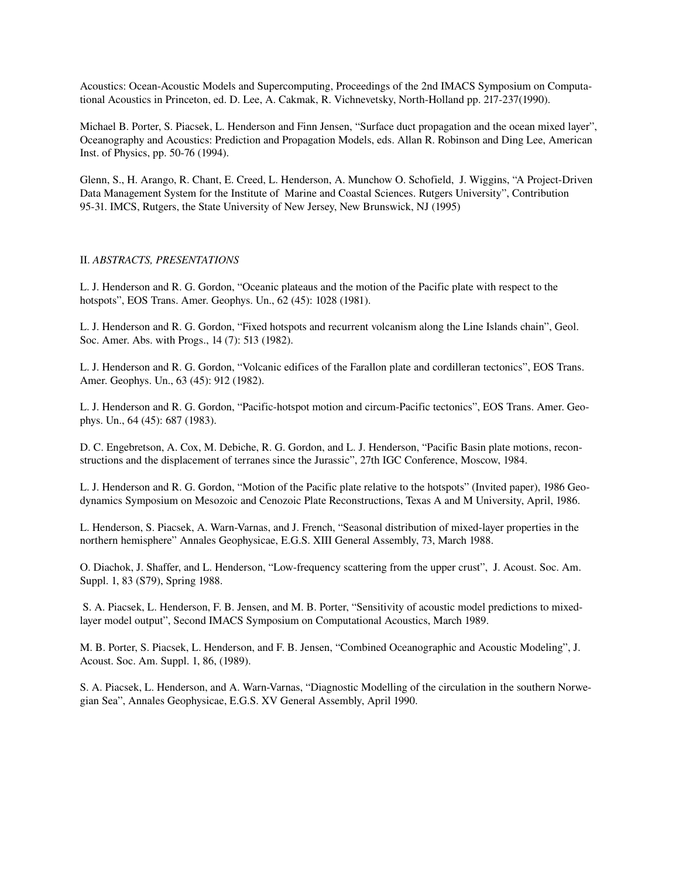Acoustics: Ocean-Acoustic Models and Supercomputing, Proceedings of the 2nd IMACS Symposium on Computational Acoustics in Princeton, ed. D. Lee, A. Cakmak, R. Vichnevetsky, North-Holland pp. 217-237(1990).

Michael B. Porter, S. Piacsek, L. Henderson and Finn Jensen, "Surface duct propagation and the ocean mixed layer", Oceanography and Acoustics: Prediction and Propagation Models, eds. Allan R. Robinson and Ding Lee, American Inst. of Physics, pp. 50-76 (1994).

Glenn, S., H. Arango, R. Chant, E. Creed, L. Henderson, A. Munchow O. Schofield, J. Wiggins, "A Project-Driven Data Management System for the Institute of Marine and Coastal Sciences. Rutgers University", Contribution 95-31. IMCS, Rutgers, the State University of New Jersey, New Brunswick, NJ (1995)

II. *ABSTRACTS, PRESENTATIONS*

L. J. Henderson and R. G. Gordon, "Oceanic plateaus and the motion of the Pacific plate with respect to the hotspots", EOS Trans. Amer. Geophys. Un., 62 (45): 1028 (1981).

L. J. Henderson and R. G. Gordon, "Fixed hotspots and recurrent volcanism along the Line Islands chain", Geol. Soc. Amer. Abs. with Progs., 14 (7): 513 (1982).

L. J. Henderson and R. G. Gordon, "Volcanic edifices of the Farallon plate and cordilleran tectonics", EOS Trans. Amer. Geophys. Un., 63 (45): 912 (1982).

L. J. Henderson and R. G. Gordon, "Pacific-hotspot motion and circum-Pacific tectonics", EOS Trans. Amer. Geophys. Un., 64 (45): 687 (1983).

D. C. Engebretson, A. Cox, M. Debiche, R. G. Gordon, and L. J. Henderson, "Pacific Basin plate motions, reconstructions and the displacement of terranes since the Jurassic", 27th IGC Conference, Moscow, 1984.

L. J. Henderson and R. G. Gordon, "Motion of the Pacific plate relative to the hotspots" (Invited paper), 1986 Geodynamics Symposium on Mesozoic and Cenozoic Plate Reconstructions, Texas A and M University, April, 1986.

L. Henderson, S. Piacsek, A. Warn-Varnas, and J. French, "Seasonal distribution of mixed-layer properties in the northern hemisphere" Annales Geophysicae, E.G.S. XIII General Assembly, 73, March 1988.

O. Diachok, J. Shaffer, and L. Henderson, "Low-frequency scattering from the upper crust", J. Acoust. Soc. Am. Suppl. 1, 83 (S79), Spring 1988.

S. A. Piacsek, L. Henderson, F. B. Jensen, and M. B. Porter, "Sensitivity of acoustic model predictions to mixed-layer model output", Second IMACS Symposium on Computational Acoustics, March 1989.

M. B. Porter, S. Piacsek, L. Henderson, and F. B. Jensen, "Combined Oceanographic and Acoustic Modeling", J. Acoust. Soc. Am. Suppl. 1, 86, (1989).

S. A. Piacsek, L. Henderson, and A. Warn-Varnas, "Diagnostic Modelling of the circulation in the southern Norwegian Sea", Annales Geophysicae, E.G.S. XV General Assembly, April 1990.